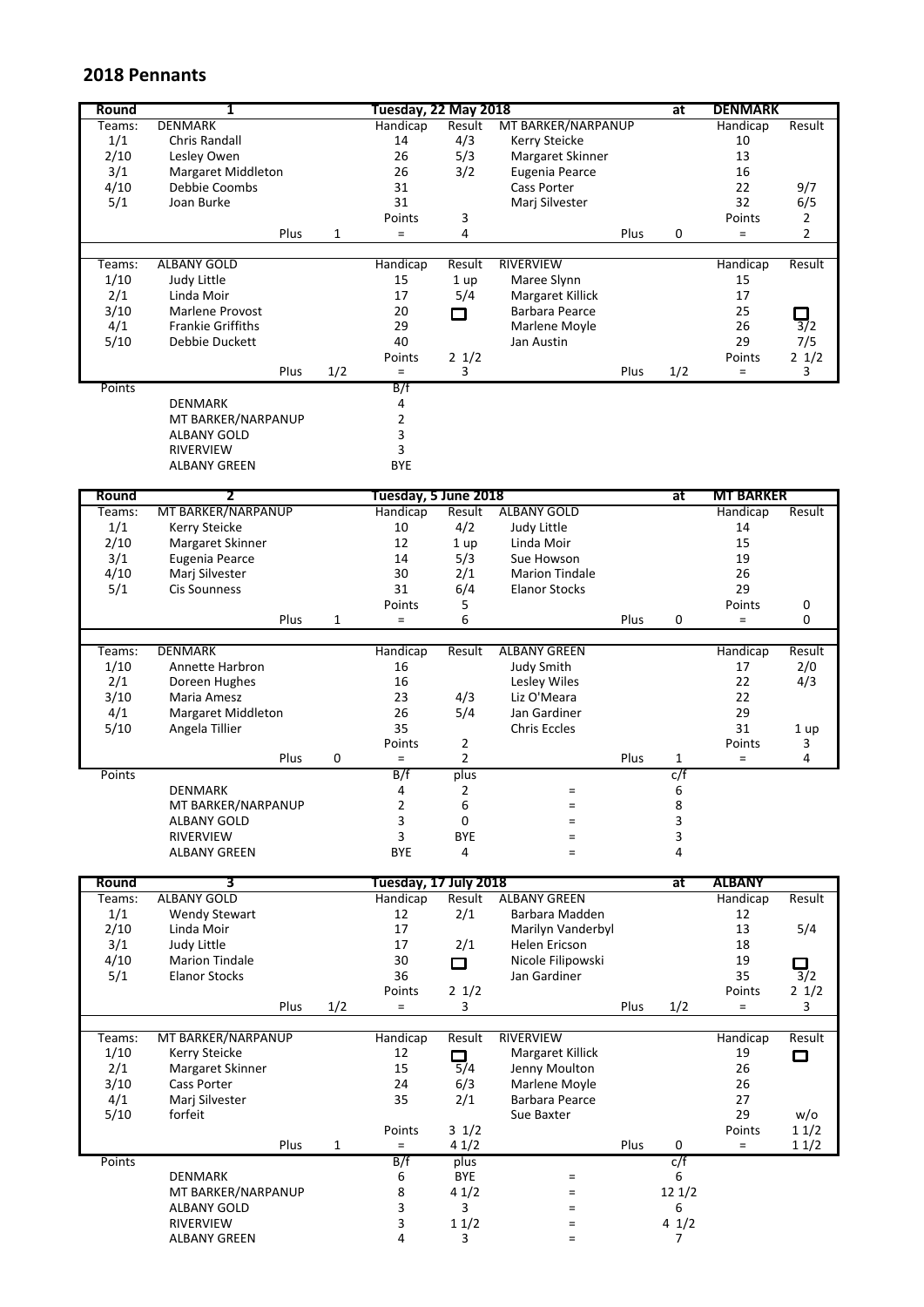## 2018 Pennants

| Round | 1 | | | Tuesday, 22 May 2018 | | | | at | DENMARK | |
|---|---|---|---|---|---|---|---|---|---|---|
| Teams: | DENMARK | | | Handicap | Result | MT BARKER/NARPANUP | | | Handicap | Result |
| 1/1 | Chris Randall | | | 14 | 4/3 | Kerry Steicke | | | 10 | |
| 2/10 | Lesley Owen | | | 26 | 5/3 | Margaret Skinner | | | 13 | |
| 3/1 | Margaret Middleton | | | 26 | 3/2 | Eugenia Pearce | | | 16 | |
| 4/10 | Debbie Coombs | | | 31 | | Cass Porter | | | 22 | 9/7 |
| 5/1 | Joan Burke | | | 31 | | Marj Silvester | | | 32 | 6/5 |
| | | | | Points | 3 | | | | Points | 2 |
| | | Plus | 1 | = | 4 | | Plus | 0 | = | 2 |
| | | | | | | | | | | |
| Teams: | ALBANY GOLD | | | Handicap | Result | RIVERVIEW | | | Handicap | Result |
| 1/10 | Judy Little | | | 15 | 1 up | Maree Slynn | | | 15 | |
| 2/1 | Linda Moir | | | 17 | 5/4 | Margaret Killick | | | 17 | |
| 3/10 | Marlene Provost | | | 20 | ☐ | Barbara Pearce | | | 25 | ☐ |
| 4/1 | Frankie Griffiths | | | 29 | | Marlene Moyle | | | 26 | 3/2 |
| 5/10 | Debbie Duckett | | | 40 | | Jan Austin | | | 29 | 7/5 |
| | | | | Points | 2 1/2 | | | | Points | 2 1/2 |
| | | Plus | 1/2 | = | 3 | | Plus | 1/2 | = | 3 |

| Points | | B/f |
|---|---|---|
| | DENMARK | 4 |
| | MT BARKER/NARPANUP | 2 |
| | ALBANY GOLD | 3 |
| | RIVERVIEW | 3 |
| | ALBANY GREEN | BYE |

| Round | 2 | | | Tuesday, 5 June 2018 | | | | at | MT BARKER | |
|---|---|---|---|---|---|---|---|---|---|---|
| Teams: | MT BARKER/NARPANUP | | | Handicap | Result | ALBANY GOLD | | | Handicap | Result |
| 1/1 | Kerry Steicke | | | 10 | 4/2 | Judy Little | | | 14 | |
| 2/10 | Margaret Skinner | | | 12 | 1 up | Linda Moir | | | 15 | |
| 3/1 | Eugenia Pearce | | | 14 | 5/3 | Sue Howson | | | 19 | |
| 4/10 | Marj Silvester | | | 30 | 2/1 | Marion Tindale | | | 26 | |
| 5/1 | Cis Sounness | | | 31 | 6/4 | Elanor Stocks | | | 29 | |
| | | | | Points | 5 | | | | Points | 0 |
| | | Plus | 1 | = | 6 | | Plus | 0 | = | 0 |
| | | | | | | | | | | |
| Teams: | DENMARK | | | Handicap | Result | ALBANY GREEN | | | Handicap | Result |
| 1/10 | Annette Harbron | | | 16 | | Judy Smith | | | 17 | 2/0 |
| 2/1 | Doreen Hughes | | | 16 | | Lesley Wiles | | | 22 | 4/3 |
| 3/10 | Maria Amesz | | | 23 | 4/3 | Liz O'Meara | | | 22 | |
| 4/1 | Margaret Middleton | | | 26 | 5/4 | Jan Gardiner | | | 29 | |
| 5/10 | Angela Tillier | | | 35 | | Chris Eccles | | | 31 | 1 up |
| | | | | Points | 2 | | | | Points | 3 |
| | | Plus | 0 | = | 2 | | Plus | 1 | = | 4 |

| Points | | B/f | plus | | c/f |
|---|---|---|---|---|---|
| | DENMARK | 4 | 2 | = | 6 |
| | MT BARKER/NARPANUP | 2 | 6 | = | 8 |
| | ALBANY GOLD | 3 | 0 | = | 3 |
| | RIVERVIEW | 3 | BYE | = | 3 |
| | ALBANY GREEN | BYE | 4 | = | 4 |

| Round | 3 | | | Tuesday, 17 July 2018 | | | | at | ALBANY | |
|---|---|---|---|---|---|---|---|---|---|---|
| Teams: | ALBANY GOLD | | | Handicap | Result | ALBANY GREEN | | | Handicap | Result |
| 1/1 | Wendy Stewart | | | 12 | 2/1 | Barbara Madden | | | 12 | |
| 2/10 | Linda Moir | | | 17 | | Marilyn Vanderbyl | | | 13 | 5/4 |
| 3/1 | Judy Little | | | 17 | 2/1 | Helen Ericson | | | 18 | |
| 4/10 | Marion Tindale | | | 30 | ☐ | Nicole Filipowski | | | 19 | ☐ |
| 5/1 | Elanor Stocks | | | 36 | | Jan Gardiner | | | 35 | 3/2 |
| | | | | Points | 2 1/2 | | | | Points | 2 1/2 |
| | | Plus | 1/2 | = | 3 | | Plus | 1/2 | = | 3 |
| | | | | | | | | | | |
| Teams: | MT BARKER/NARPANUP | | | Handicap | Result | RIVERVIEW | | | Handicap | Result |
| 1/10 | Kerry Steicke | | | 12 | ☐ | Margaret Killick | | | 19 | ☐ |
| 2/1 | Margaret Skinner | | | 15 | 5/4 | Jenny Moulton | | | 26 | |
| 3/10 | Cass Porter | | | 24 | 6/3 | Marlene Moyle | | | 26 | |
| 4/1 | Marj Silvester | | | 35 | 2/1 | Barbara Pearce | | | 27 | |
| 5/10 | forfeit | | | | | Sue Baxter | | | 29 | w/o |
| | | | | Points | 3 1/2 | | | | Points | 1 1/2 |
| | | Plus | 1 | = | 4 1/2 | | Plus | 0 | = | 1 1/2 |

| Points | | B/f | plus | | c/f |
|---|---|---|---|---|---|
| | DENMARK | 6 | BYE | = | 6 |
| | MT BARKER/NARPANUP | 8 | 4 1/2 | = | 12 1/2 |
| | ALBANY GOLD | 3 | 3 | = | 6 |
| | RIVERVIEW | 3 | 1 1/2 | = | 4 1/2 |
| | ALBANY GREEN | 4 | 3 | = | 7 |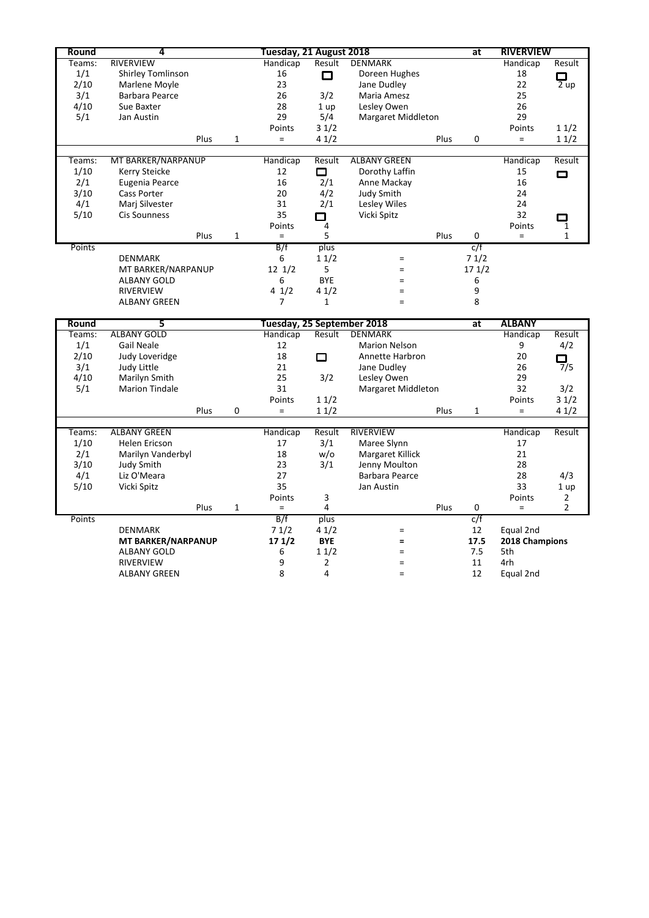| Round | 4 | | | Tuesday, 21 August 2018 | | | | at | RIVERVIEW | |
|---|---|---|---|---|---|---|---|---|---|---|
| Teams: | RIVERVIEW | | | Handicap | Result | DENMARK | | | Handicap | Result |
| 1/1 | Shirley Tomlinson | | | 16 | ☐ | Doreen Hughes | | | 18 | ☐ |
| 2/10 | Marlene Moyle | | | 23 | | Jane Dudley | | | 22 | 2 up |
| 3/1 | Barbara Pearce | | | 26 | 3/2 | Maria Amesz | | | 25 | |
| 4/10 | Sue Baxter | | | 28 | 1 up | Lesley Owen | | | 26 | |
| 5/1 | Jan Austin | | | 29 | 5/4 | Margaret Middleton | | | 29 | |
| | | | | Points | 3 1/2 | | | | Points | 1 1/2 |
| | | Plus | 1 | = | 4 1/2 | | Plus | 0 | = | 1 1/2 |
| Teams: | MT BARKER/NARPANUP | | | Handicap | Result | ALBANY GREEN | | | Handicap | Result |
| 1/10 | Kerry Steicke | | | 12 | ☐ | Dorothy Laffin | | | 15 | ☐ |
| 2/1 | Eugenia Pearce | | | 16 | 2/1 | Anne Mackay | | | 16 | |
| 3/10 | Cass Porter | | | 20 | 4/2 | Judy Smith | | | 24 | |
| 4/1 | Marj Silvester | | | 31 | 2/1 | Lesley Wiles | | | 24 | |
| 5/10 | Cis Sounness | | | 35 | ☐ | Vicki Spitz | | | 32 | ☐ |
| | | | | Points | 4 | | | | Points | 1 |
| | | Plus | 1 | = | 5 | | Plus | 0 | = | 1 |
| Points | | | | B/f | plus | | | c/f | | |
| | DENMARK | | | 6 | 1 1/2 | = | | 7 1/2 | | |
| | MT BARKER/NARPANUP | | | 12 1/2 | 5 | = | | 17 1/2 | | |
| | ALBANY GOLD | | | 6 | BYE | = | | 6 | | |
| | RIVERVIEW | | | 4 1/2 | 4 1/2 | = | | 9 | | |
| | ALBANY GREEN | | | 7 | 1 | = | | 8 | | |

| Round | 5 | | | Tuesday, 25 September 2018 | | | | at | ALBANY | |
|---|---|---|---|---|---|---|---|---|---|---|
| Teams: | ALBANY GOLD | | | Handicap | Result | DENMARK | | | Handicap | Result |
| 1/1 | Gail Neale | | | 12 | | Marion Nelson | | | 9 | 4/2 |
| 2/10 | Judy Loveridge | | | 18 | ☐ | Annette Harbron | | | 20 | ☐ |
| 3/1 | Judy Little | | | 21 | | Jane Dudley | | | 26 | 7/5 |
| 4/10 | Marilyn Smith | | | 25 | 3/2 | Lesley Owen | | | 29 | |
| 5/1 | Marion Tindale | | | 31 | | Margaret Middleton | | | 32 | 3/2 |
| | | | | Points | 1 1/2 | | | | Points | 3 1/2 |
| | | Plus | 0 | = | 1 1/2 | | Plus | 1 | = | 4 1/2 |
| Teams: | ALBANY GREEN | | | Handicap | Result | RIVERVIEW | | | Handicap | Result |
| 1/10 | Helen Ericson | | | 17 | 3/1 | Maree Slynn | | | 17 | |
| 2/1 | Marilyn Vanderbyl | | | 18 | w/o | Margaret Killick | | | 21 | |
| 3/10 | Judy Smith | | | 23 | 3/1 | Jenny Moulton | | | 28 | |
| 4/1 | Liz O'Meara | | | 27 | | Barbara Pearce | | | 28 | 4/3 |
| 5/10 | Vicki Spitz | | | 35 | | Jan Austin | | | 33 | 1 up |
| | | | | Points | 3 | | | | Points | 2 |
| | | Plus | 1 | = | 4 | | Plus | 0 | = | 2 |
| Points | | | | B/f | plus | | | c/f | | |
| | DENMARK | | | 7 1/2 | 4 1/2 | = | | 12 | Equal 2nd | |
| | **MT BARKER/NARPANUP** | | | **17 1/2** | **BYE** | **=** | | **17.5** | **2018 Champions** | |
| | ALBANY GOLD | | | 6 | 1 1/2 | = | | 7.5 | 5th | |
| | RIVERVIEW | | | 9 | 2 | = | | 11 | 4rh | |
| | ALBANY GREEN | | | 8 | 4 | = | | 12 | Equal 2nd | |